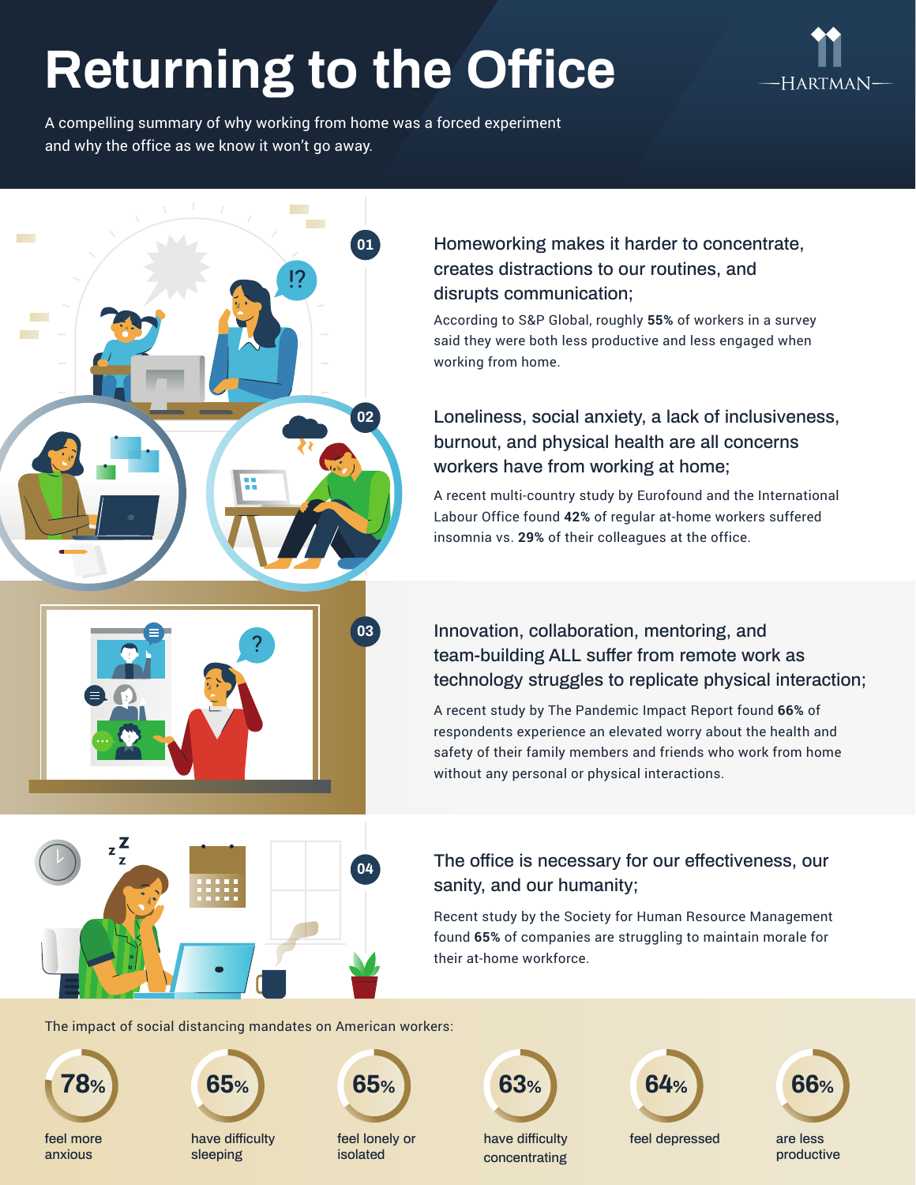# Returning to the Office

HARTMAN

A compelling summary of why working from home was a forced experiment and why the office as we know it won't go away.

## 01

### Homeworking makes it harder to concentrate, creates distractions to our routines, and disrupts communication;

According to S&P Global, roughly **55%** of workers in a survey said they were both less productive and less engaged when working from home.

## 02

### Loneliness, social anxiety, a lack of inclusiveness, burnout, and physical health are all concerns workers have from working at home;

A recent multi-country study by Eurofound and the International Labour Office found **42%** of regular at-home workers suffered insomnia vs. **29%** of their colleagues at the office.

## 03

### Innovation, collaboration, mentoring, and team-building ALL suffer from remote work as technology struggles to replicate physical interaction;

A recent study by The Pandemic Impact Report found **66%** of respondents experience an elevated worry about the health and safety of their family members and friends who work from home without any personal or physical interactions.

## 04

### The office is necessary for our effectiveness, our sanity, and our humanity;

Recent study by the Society for Human Resource Management found **65%** of companies are struggling to maintain morale for their at-home workforce.

The impact of social distancing mandates on American workers:

- **78%** feel more anxious
- **65%** have difficulty sleeping
- **65%** feel lonely or isolated
- **63%** have difficulty concentrating
- **64%** feel depressed
- **66%** are less productive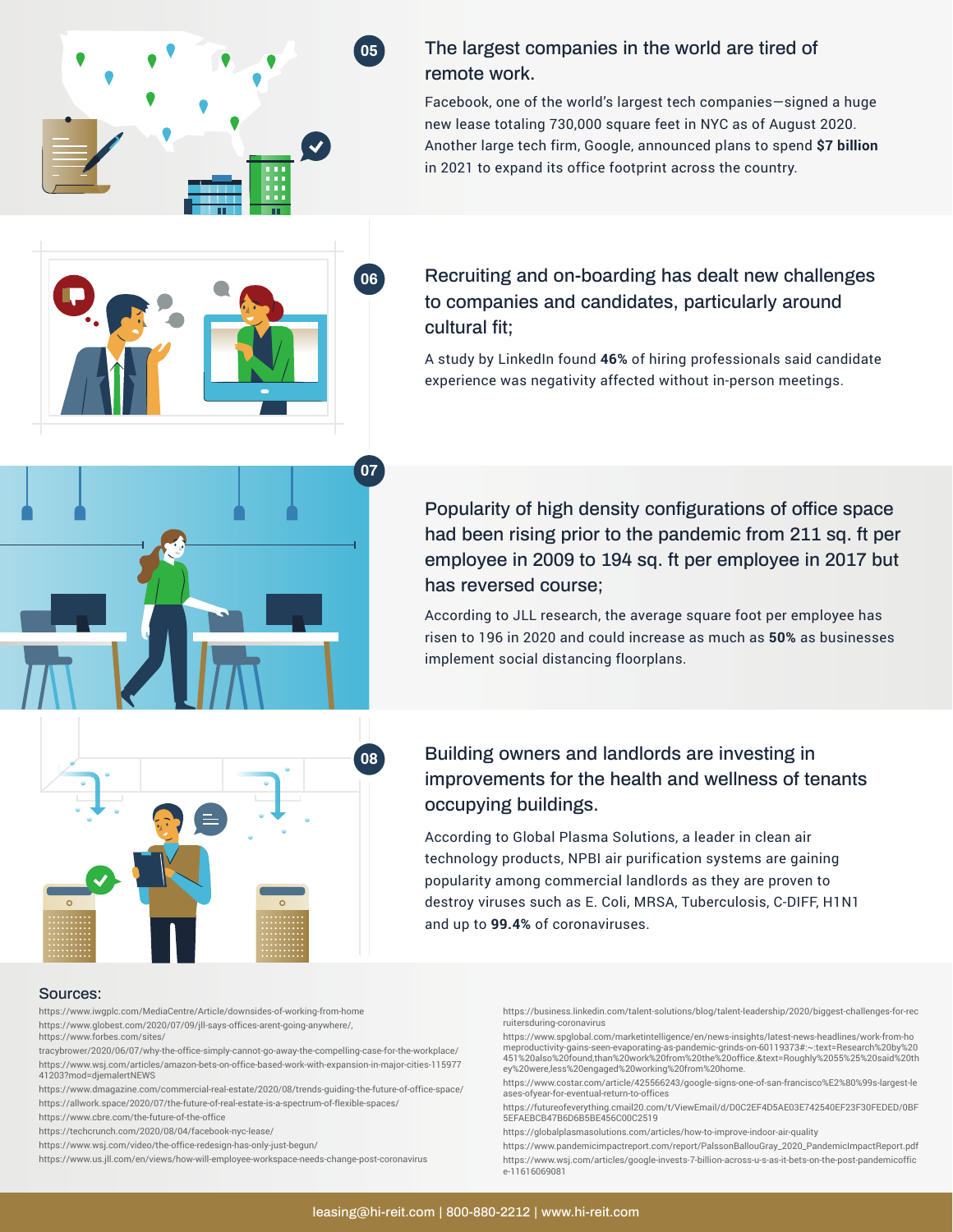## 05 The largest companies in the world are tired of remote work.

Facebook, one of the world's largest tech companies—signed a huge new lease totaling 730,000 square feet in NYC as of August 2020. Another large tech firm, Google, announced plans to spend **$7 billion** in 2021 to expand its office footprint across the country.

## 06 Recruiting and on-boarding has dealt new challenges to companies and candidates, particularly around cultural fit;

A study by LinkedIn found **46%** of hiring professionals said candidate experience was negativity affected without in-person meetings.

## 07 Popularity of high density configurations of office space had been rising prior to the pandemic from 211 sq. ft per employee in 2009 to 194 sq. ft per employee in 2017 but has reversed course;

According to JLL research, the average square foot per employee has risen to 196 in 2020 and could increase as much as **50%** as businesses implement social distancing floorplans.

## 08 Building owners and landlords are investing in improvements for the health and wellness of tenants occupying buildings.

According to Global Plasma Solutions, a leader in clean air technology products, NPBI air purification systems are gaining popularity among commercial landlords as they are proven to destroy viruses such as E. Coli, MRSA, Tuberculosis, C-DIFF, H1N1 and up to **99.4%** of coronaviruses.

### Sources:

https://www.iwgplc.com/MediaCentre/Article/downsides-of-working-from-home
https://www.globest.com/2020/07/09/jll-says-offices-arent-going-anywhere/,
https://www.forbes.com/sites/
tracybrower/2020/06/07/why-the-office-simply-cannot-go-away-the-compelling-case-for-the-workplace/
https://www.wsj.com/articles/amazon-bets-on-office-based-work-with-expansion-in-major-cities-11597741203?mod=djemalertNEWS
https://www.dmagazine.com/commercial-real-estate/2020/08/trends-guiding-the-future-of-office-space/
https://allwork.space/2020/07/the-future-of-real-estate-is-a-spectrum-of-flexible-spaces/
https://www.cbre.com/the-future-of-the-office
https://techcrunch.com/2020/08/04/facebook-nyc-lease/
https://www.wsj.com/video/the-office-redesign-has-only-just-begun/
https://www.us.jll.com/en/views/how-will-employee-workspace-needs-change-post-coronavirus
https://business.linkedin.com/talent-solutions/blog/talent-leadership/2020/biggest-challenges-for-recruitersduring-coronavirus
https://www.spglobal.com/marketintelligence/en/news-insights/latest-news-headlines/work-from-homeproductivity-gains-seen-evaporating-as-pandemic-grinds-on-60119373#:~:text=Research%20by%20451%20also%20found,than%20work%20from%20the%20office.&text=Roughly%2055%25%20said%20they%20were,less%20engaged%20working%20from%20home.
https://www.costar.com/article/425566243/google-signs-one-of-san-francisco%E2%80%99s-largest-leases-ofyear-for-eventual-return-to-offices
https://futureofeverything.cmail20.com/t/ViewEmail/d/D0C2EF4D5AE03E742540EF23F30FEDED/0BF5EFAEBCB47B6D6B5BE456C00C2519
https://globalplasmasolutions.com/articles/how-to-improve-indoor-air-quality
https://www.pandemicimpactreport.com/report/PalssonBallouGray_2020_PandemicImpactReport.pdf
https://www.wsj.com/articles/google-invests-7-billion-across-u-s-as-it-bets-on-the-post-pandemicoffice-11616069081

leasing@hi-reit.com | 800-880-2212 | www.hi-reit.com